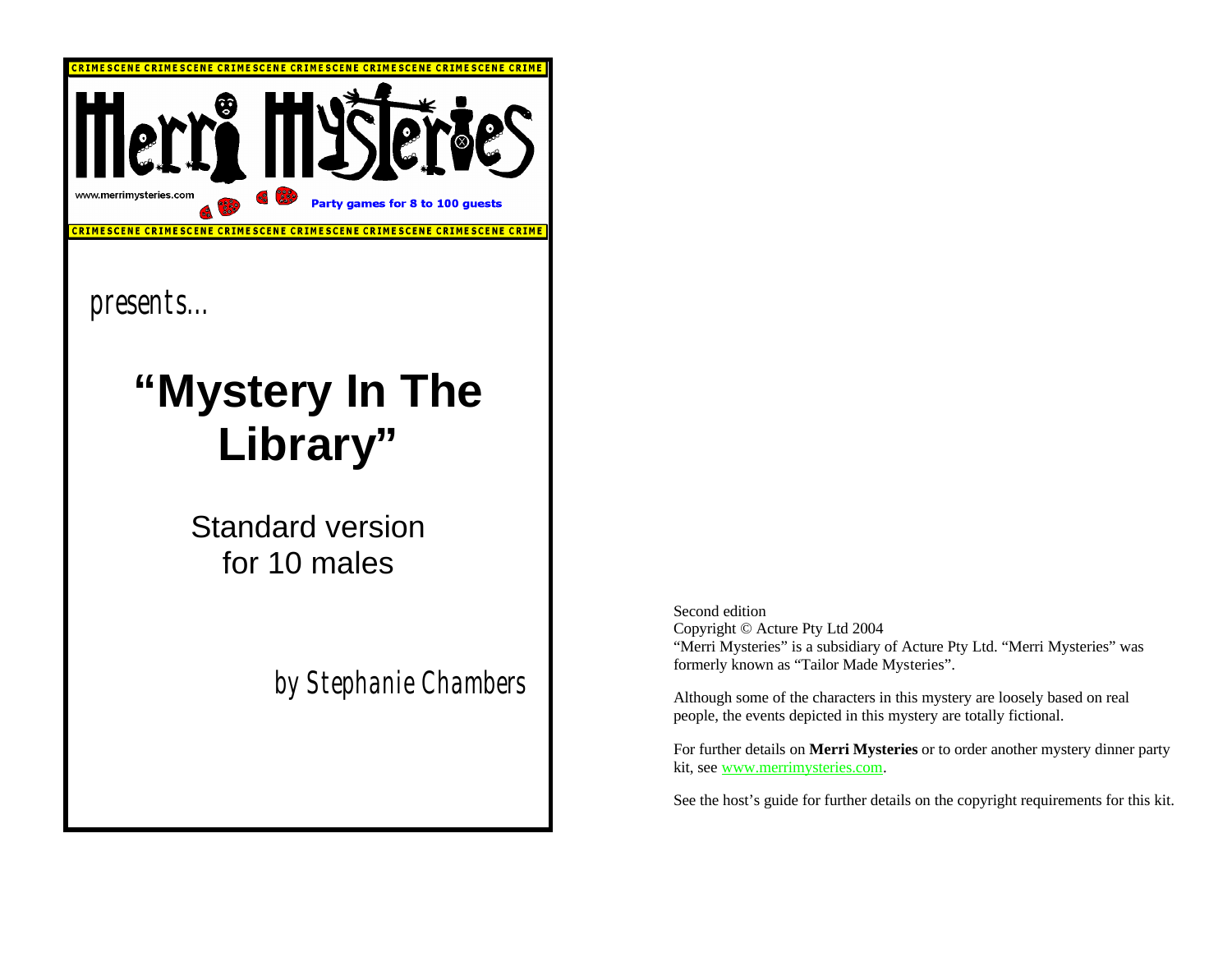CRIMESCENE CRIMESCENE CRIMESCENE CRIMESCENE CRIMESCENE CRIMESCENE CRIME

Merri Mysteries

www.merrimysteries.com

Party games for 8 to 100 guests

CRIMESCENE CRIMESCENE CRIMESCENE CRIMESCENE CRIMESCENE CRIMESCENE CRIME

presents...

# "Mystery In The Library"

Standard version
for 10 males

by Stephanie Chambers

Second edition
Copyright © Acture Pty Ltd 2004
"Merri Mysteries" is a subsidiary of Acture Pty Ltd. "Merri Mysteries" was formerly known as "Tailor Made Mysteries".

Although some of the characters in this mystery are loosely based on real people, the events depicted in this mystery are totally fictional.

For further details on **Merri Mysteries** or to order another mystery dinner party kit, see www.merrimysteries.com.

See the host's guide for further details on the copyright requirements for this kit.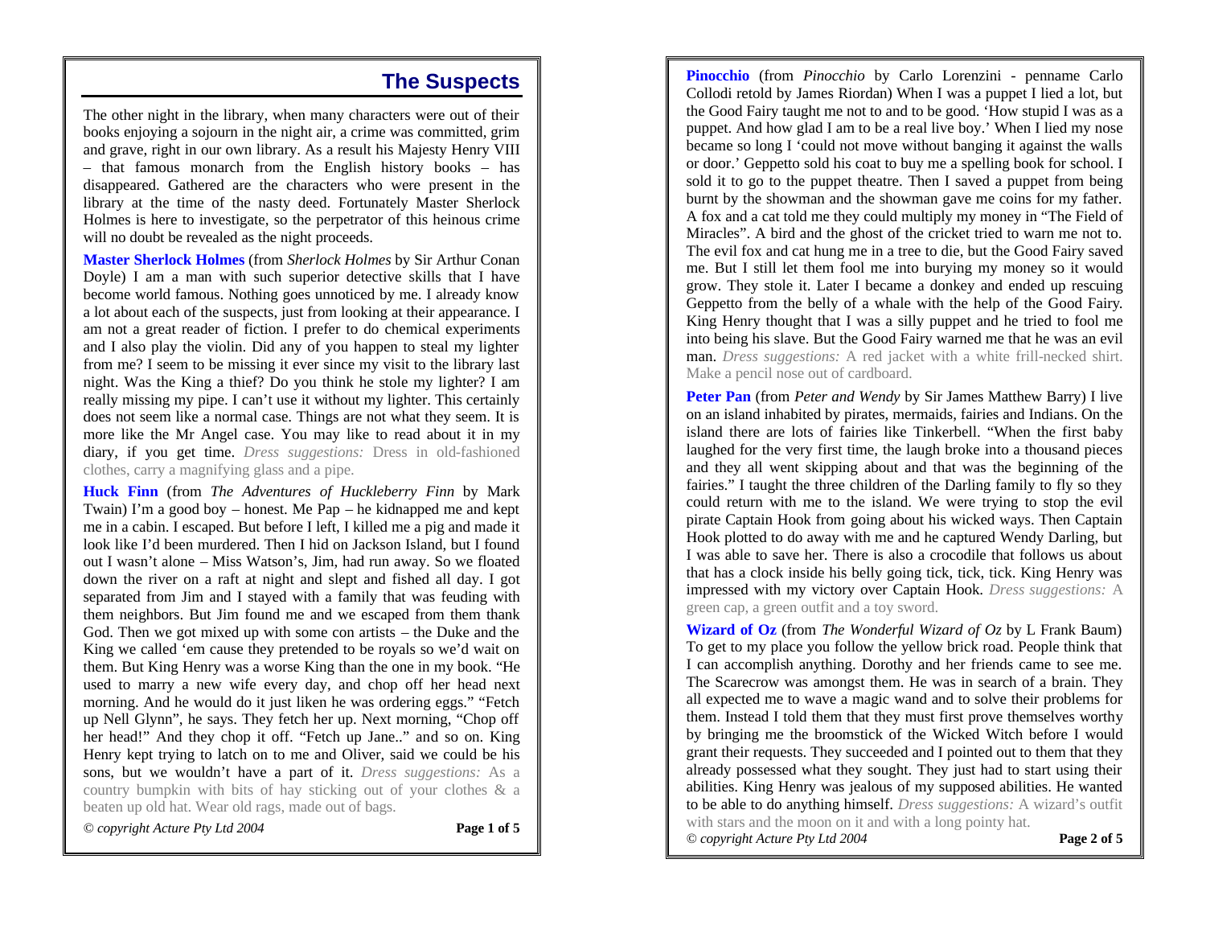## The Suspects

The other night in the library, when many characters were out of their books enjoying a sojourn in the night air, a crime was committed, grim and grave, right in our own library. As a result his Majesty Henry VIII – that famous monarch from the English history books – has disappeared. Gathered are the characters who were present in the library at the time of the nasty deed. Fortunately Master Sherlock Holmes is here to investigate, so the perpetrator of this heinous crime will no doubt be revealed as the night proceeds.

**Master Sherlock Holmes** (from *Sherlock Holmes* by Sir Arthur Conan Doyle) I am a man with such superior detective skills that I have become world famous. Nothing goes unnoticed by me. I already know a lot about each of the suspects, just from looking at their appearance. I am not a great reader of fiction. I prefer to do chemical experiments and I also play the violin. Did any of you happen to steal my lighter from me? I seem to be missing it ever since my visit to the library last night. Was the King a thief? Do you think he stole my lighter? I am really missing my pipe. I can't use it without my lighter. This certainly does not seem like a normal case. Things are not what they seem. It is more like the Mr Angel case. You may like to read about it in my diary, if you get time. *Dress suggestions:* Dress in old-fashioned clothes, carry a magnifying glass and a pipe.

**Huck Finn** (from *The Adventures of Huckleberry Finn* by Mark Twain) I'm a good boy – honest. Me Pap – he kidnapped me and kept me in a cabin. I escaped. But before I left, I killed me a pig and made it look like I'd been murdered. Then I hid on Jackson Island, but I found out I wasn't alone – Miss Watson's, Jim, had run away. So we floated down the river on a raft at night and slept and fished all day. I got separated from Jim and I stayed with a family that was feuding with them neighbors. But Jim found me and we escaped from them thank God. Then we got mixed up with some con artists – the Duke and the King we called 'em cause they pretended to be royals so we'd wait on them. But King Henry was a worse King than the one in my book. "He used to marry a new wife every day, and chop off her head next morning. And he would do it just liken he was ordering eggs." "Fetch up Nell Glynn", he says. They fetch her up. Next morning, "Chop off her head!" And they chop it off. "Fetch up Jane.." and so on. King Henry kept trying to latch on to me and Oliver, said we could be his sons, but we wouldn't have a part of it. *Dress suggestions:* As a country bumpkin with bits of hay sticking out of your clothes & a beaten up old hat. Wear old rags, made out of bags.

**Pinocchio** (from *Pinocchio* by Carlo Lorenzini - penname Carlo Collodi retold by James Riordan) When I was a puppet I lied a lot, but the Good Fairy taught me not to and to be good. 'How stupid I was as a puppet. And how glad I am to be a real live boy.' When I lied my nose became so long I 'could not move without banging it against the walls or door.' Geppetto sold his coat to buy me a spelling book for school. I sold it to go to the puppet theatre. Then I saved a puppet from being burnt by the showman and the showman gave me coins for my father. A fox and a cat told me they could multiply my money in "The Field of Miracles". A bird and the ghost of the cricket tried to warn me not to. The evil fox and cat hung me in a tree to die, but the Good Fairy saved me. But I still let them fool me into burying my money so it would grow. They stole it. Later I became a donkey and ended up rescuing Geppetto from the belly of a whale with the help of the Good Fairy. King Henry thought that I was a silly puppet and he tried to fool me into being his slave. But the Good Fairy warned me that he was an evil man. *Dress suggestions:* A red jacket with a white frill-necked shirt. Make a pencil nose out of cardboard.

**Peter Pan** (from *Peter and Wendy* by Sir James Matthew Barry) I live on an island inhabited by pirates, mermaids, fairies and Indians. On the island there are lots of fairies like Tinkerbell. "When the first baby laughed for the very first time, the laugh broke into a thousand pieces and they all went skipping about and that was the beginning of the fairies." I taught the three children of the Darling family to fly so they could return with me to the island. We were trying to stop the evil pirate Captain Hook from going about his wicked ways. Then Captain Hook plotted to do away with me and he captured Wendy Darling, but I was able to save her. There is also a crocodile that follows us about that has a clock inside his belly going tick, tick, tick. King Henry was impressed with my victory over Captain Hook. *Dress suggestions:* A green cap, a green outfit and a toy sword.

**Wizard of Oz** (from *The Wonderful Wizard of Oz* by L Frank Baum) To get to my place you follow the yellow brick road. People think that I can accomplish anything. Dorothy and her friends came to see me. The Scarecrow was amongst them. He was in search of a brain. They all expected me to wave a magic wand and to solve their problems for them. Instead I told them that they must first prove themselves worthy by bringing me the broomstick of the Wicked Witch before I would grant their requests. They succeeded and I pointed out to them that they already possessed what they sought. They just had to start using their abilities. King Henry was jealous of my supposed abilities. He wanted to be able to do anything himself. *Dress suggestions:* A wizard's outfit with stars and the moon on it and with a long pointy hat.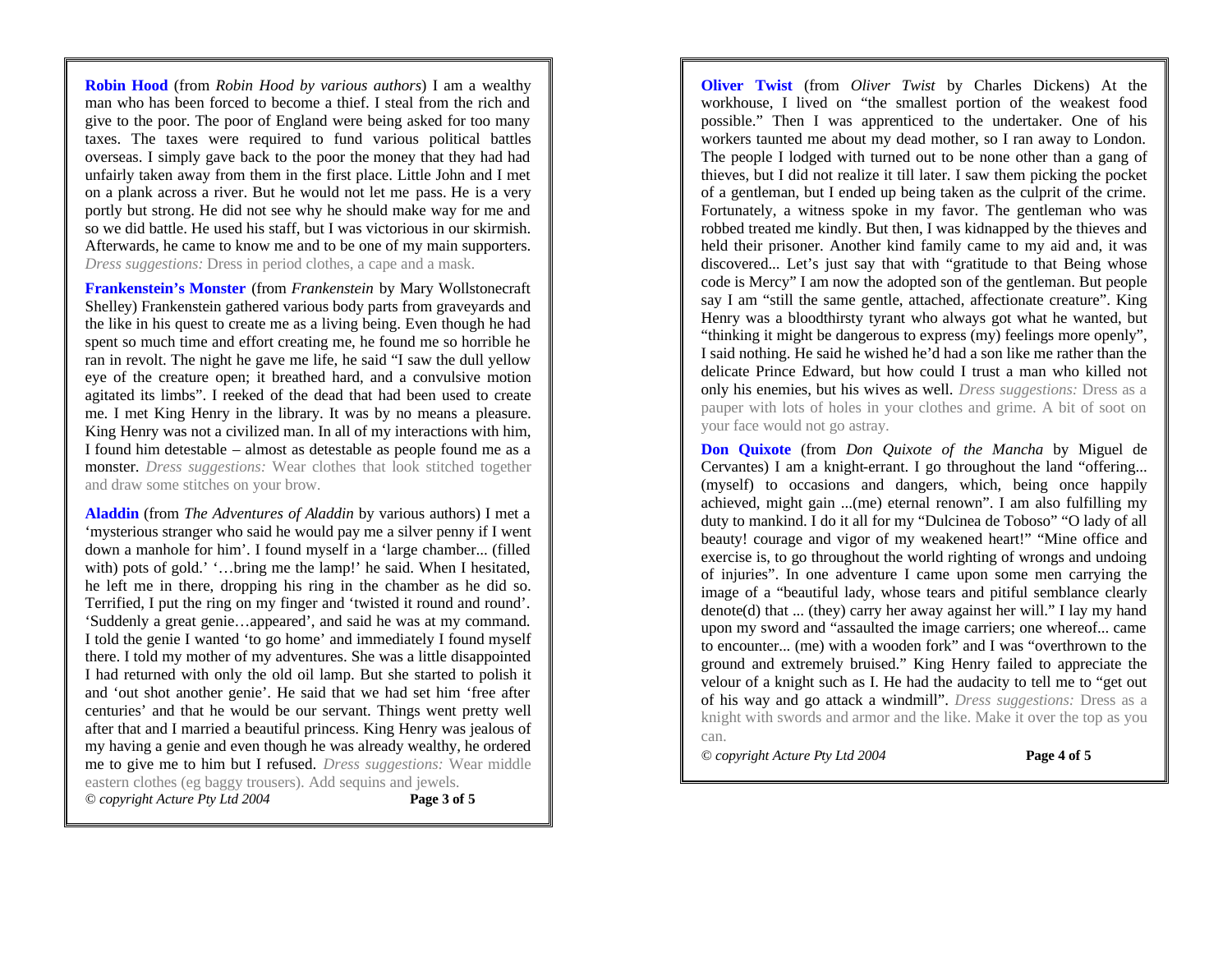**Robin Hood** (from *Robin Hood by various authors*) I am a wealthy man who has been forced to become a thief. I steal from the rich and give to the poor. The poor of England were being asked for too many taxes. The taxes were required to fund various political battles overseas. I simply gave back to the poor the money that they had had unfairly taken away from them in the first place. Little John and I met on a plank across a river. But he would not let me pass. He is a very portly but strong. He did not see why he should make way for me and so we did battle. He used his staff, but I was victorious in our skirmish. Afterwards, he came to know me and to be one of my main supporters. *Dress suggestions:* Dress in period clothes, a cape and a mask.

**Frankenstein's Monster** (from *Frankenstein* by Mary Wollstonecraft Shelley) Frankenstein gathered various body parts from graveyards and the like in his quest to create me as a living being. Even though he had spent so much time and effort creating me, he found me so horrible he ran in revolt. The night he gave me life, he said "I saw the dull yellow eye of the creature open; it breathed hard, and a convulsive motion agitated its limbs". I reeked of the dead that had been used to create me. I met King Henry in the library. It was by no means a pleasure. King Henry was not a civilized man. In all of my interactions with him, I found him detestable – almost as detestable as people found me as a monster. *Dress suggestions:* Wear clothes that look stitched together and draw some stitches on your brow.

**Aladdin** (from *The Adventures of Aladdin* by various authors) I met a 'mysterious stranger who said he would pay me a silver penny if I went down a manhole for him'. I found myself in a 'large chamber... (filled with) pots of gold.' '…bring me the lamp!' he said. When I hesitated, he left me in there, dropping his ring in the chamber as he did so. Terrified, I put the ring on my finger and 'twisted it round and round'. 'Suddenly a great genie…appeared', and said he was at my command. I told the genie I wanted 'to go home' and immediately I found myself there. I told my mother of my adventures. She was a little disappointed I had returned with only the old oil lamp. But she started to polish it and 'out shot another genie'. He said that we had set him 'free after centuries' and that he would be our servant. Things went pretty well after that and I married a beautiful princess. King Henry was jealous of my having a genie and even though he was already wealthy, he ordered me to give me to him but I refused. *Dress suggestions:* Wear middle eastern clothes (eg baggy trousers). Add sequins and jewels.

**Oliver Twist** (from *Oliver Twist* by Charles Dickens) At the workhouse, I lived on "the smallest portion of the weakest food possible." Then I was apprenticed to the undertaker. One of his workers taunted me about my dead mother, so I ran away to London. The people I lodged with turned out to be none other than a gang of thieves, but I did not realize it till later. I saw them picking the pocket of a gentleman, but I ended up being taken as the culprit of the crime. Fortunately, a witness spoke in my favor. The gentleman who was robbed treated me kindly. But then, I was kidnapped by the thieves and held their prisoner. Another kind family came to my aid and, it was discovered... Let's just say that with "gratitude to that Being whose code is Mercy" I am now the adopted son of the gentleman. But people say I am "still the same gentle, attached, affectionate creature". King Henry was a bloodthirsty tyrant who always got what he wanted, but "thinking it might be dangerous to express (my) feelings more openly", I said nothing. He said he wished he'd had a son like me rather than the delicate Prince Edward, but how could I trust a man who killed not only his enemies, but his wives as well. *Dress suggestions:* Dress as a pauper with lots of holes in your clothes and grime. A bit of soot on your face would not go astray.

**Don Quixote** (from *Don Quixote of the Mancha* by Miguel de Cervantes) I am a knight-errant. I go throughout the land "offering... (myself) to occasions and dangers, which, being once happily achieved, might gain ...(me) eternal renown". I am also fulfilling my duty to mankind. I do it all for my "Dulcinea de Toboso" "O lady of all beauty! courage and vigor of my weakened heart!" "Mine office and exercise is, to go throughout the world righting of wrongs and undoing of injuries". In one adventure I came upon some men carrying the image of a "beautiful lady, whose tears and pitiful semblance clearly denote(d) that ... (they) carry her away against her will." I lay my hand upon my sword and "assaulted the image carriers; one whereof... came to encounter... (me) with a wooden fork" and I was "overthrown to the ground and extremely bruised." King Henry failed to appreciate the velour of a knight such as I. He had the audacity to tell me to "get out of his way and go attack a windmill". *Dress suggestions:* Dress as a knight with swords and armor and the like. Make it over the top as you can.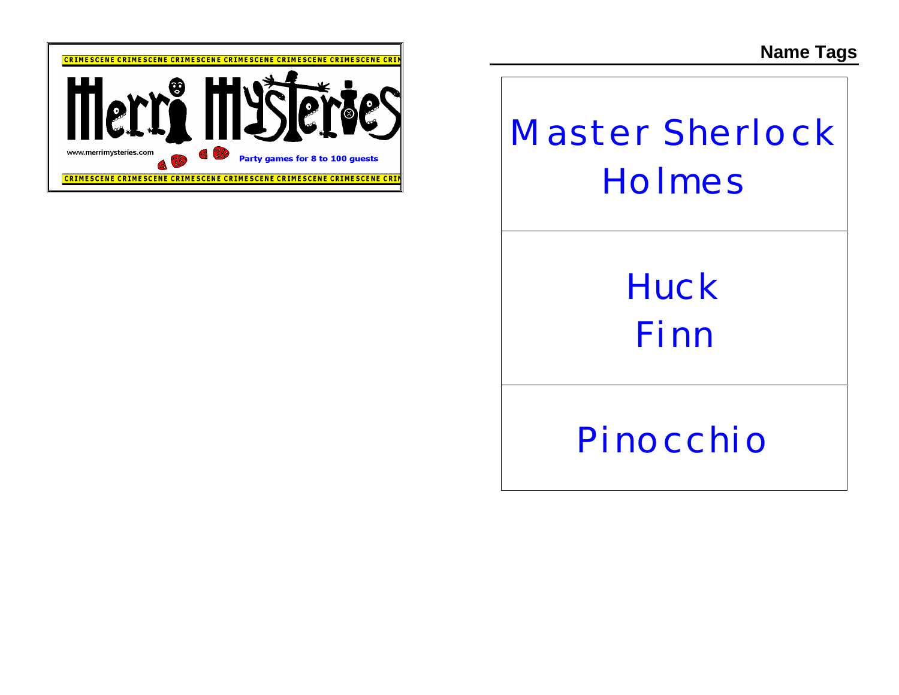## Name Tags

| Master Sherlock Holmes |
| --- |
| Huck Finn |
| Pinocchio |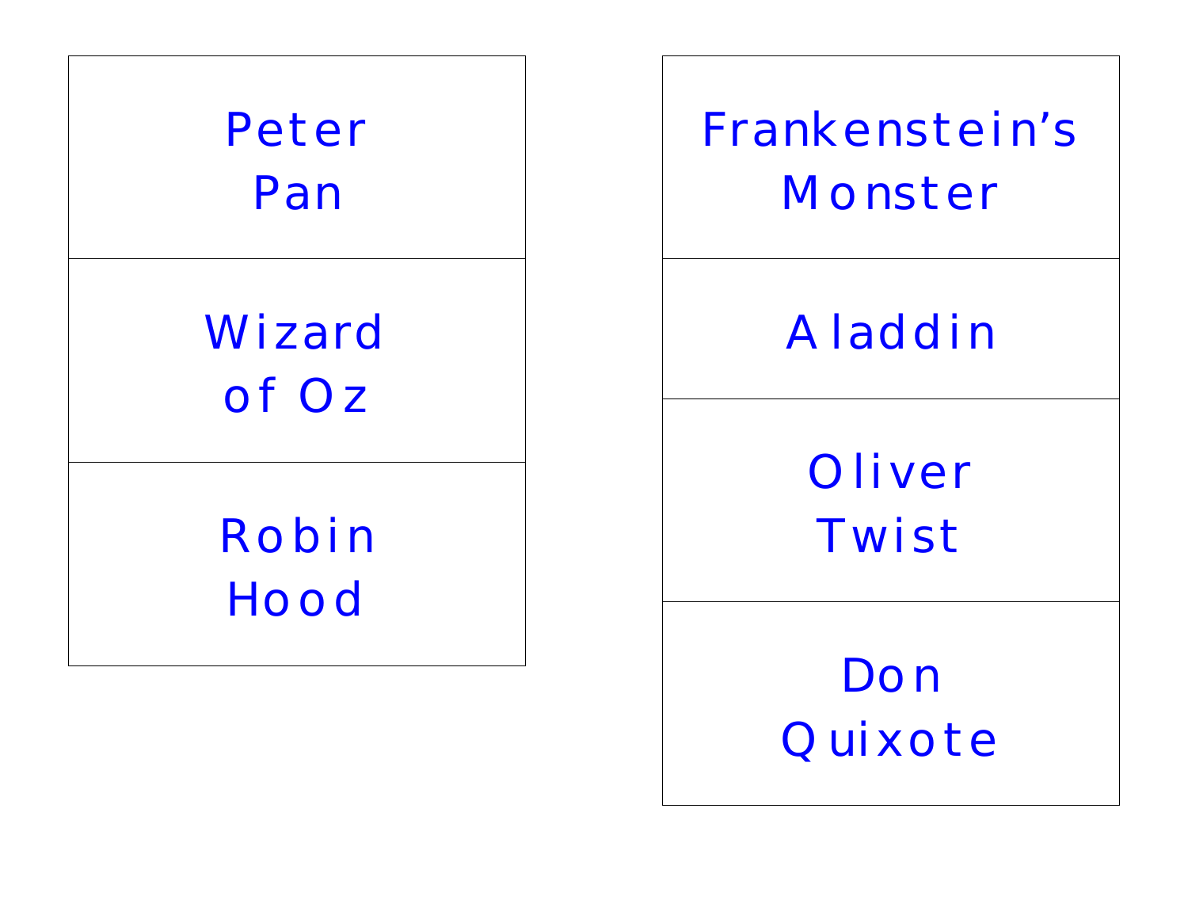| Peter Pan |
| --- |
| Wizard of Oz |
| Robin Hood |

| Frankenstein's Monster |
| --- |
| Aladdin |
| Oliver Twist |
| Don Quixote |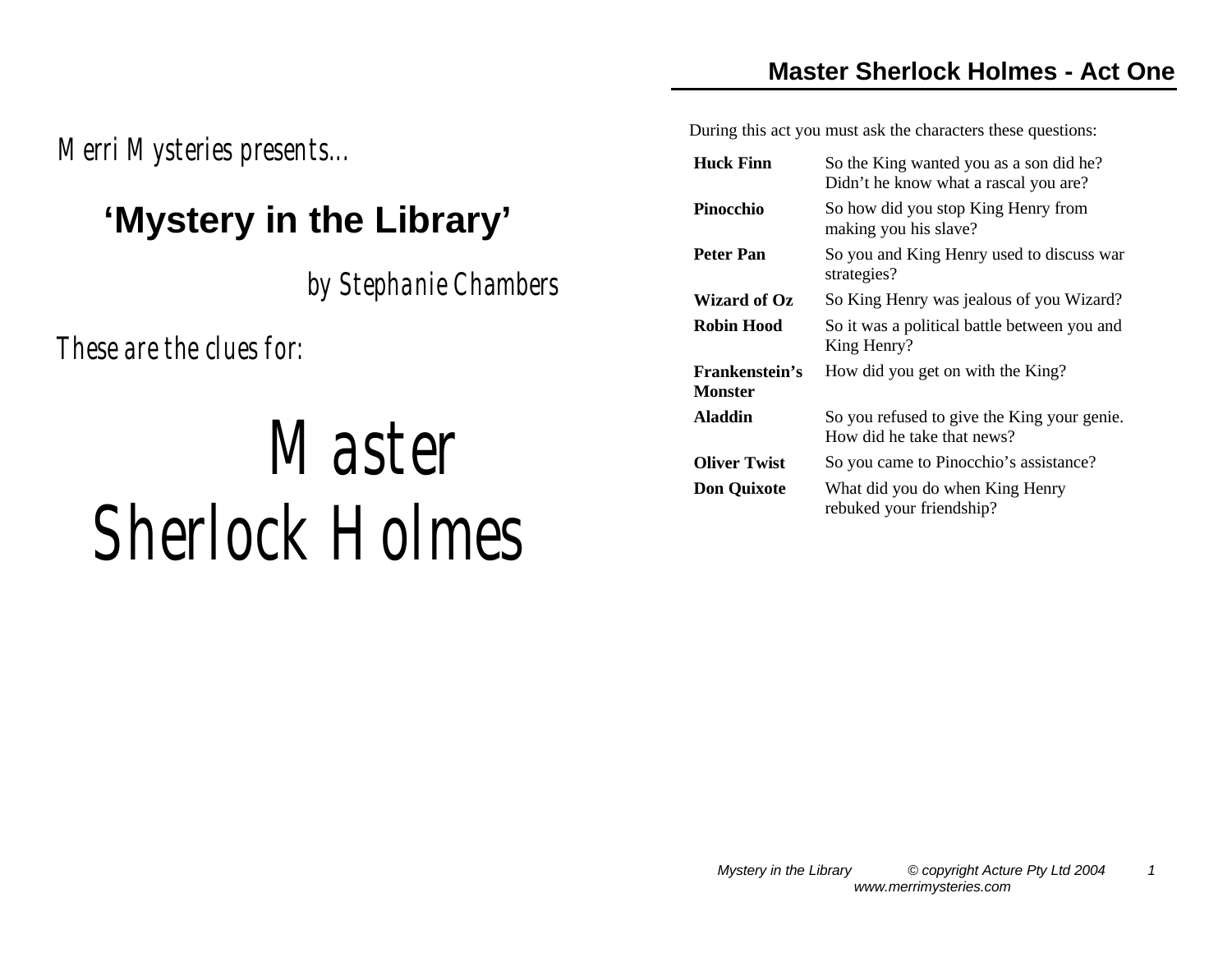*Merri Mysteries presents…*

# 'Mystery in the Library'

*by Stephanie Chambers*

*These are the clues for:*

# *Master Sherlock Holmes*

## Master Sherlock Holmes - Act One

During this act you must ask the characters these questions:

| | |
|---|---|
| **Huck Finn** | So the King wanted you as a son did he? Didn't he know what a rascal you are? |
| **Pinocchio** | So how did you stop King Henry from making you his slave? |
| **Peter Pan** | So you and King Henry used to discuss war strategies? |
| **Wizard of Oz** | So King Henry was jealous of you Wizard? |
| **Robin Hood** | So it was a political battle between you and King Henry? |
| **Frankenstein's Monster** | How did you get on with the King? |
| **Aladdin** | So you refused to give the King your genie. How did he take that news? |
| **Oliver Twist** | So you came to Pinocchio's assistance? |
| **Don Quixote** | What did you do when King Henry rebuked your friendship? |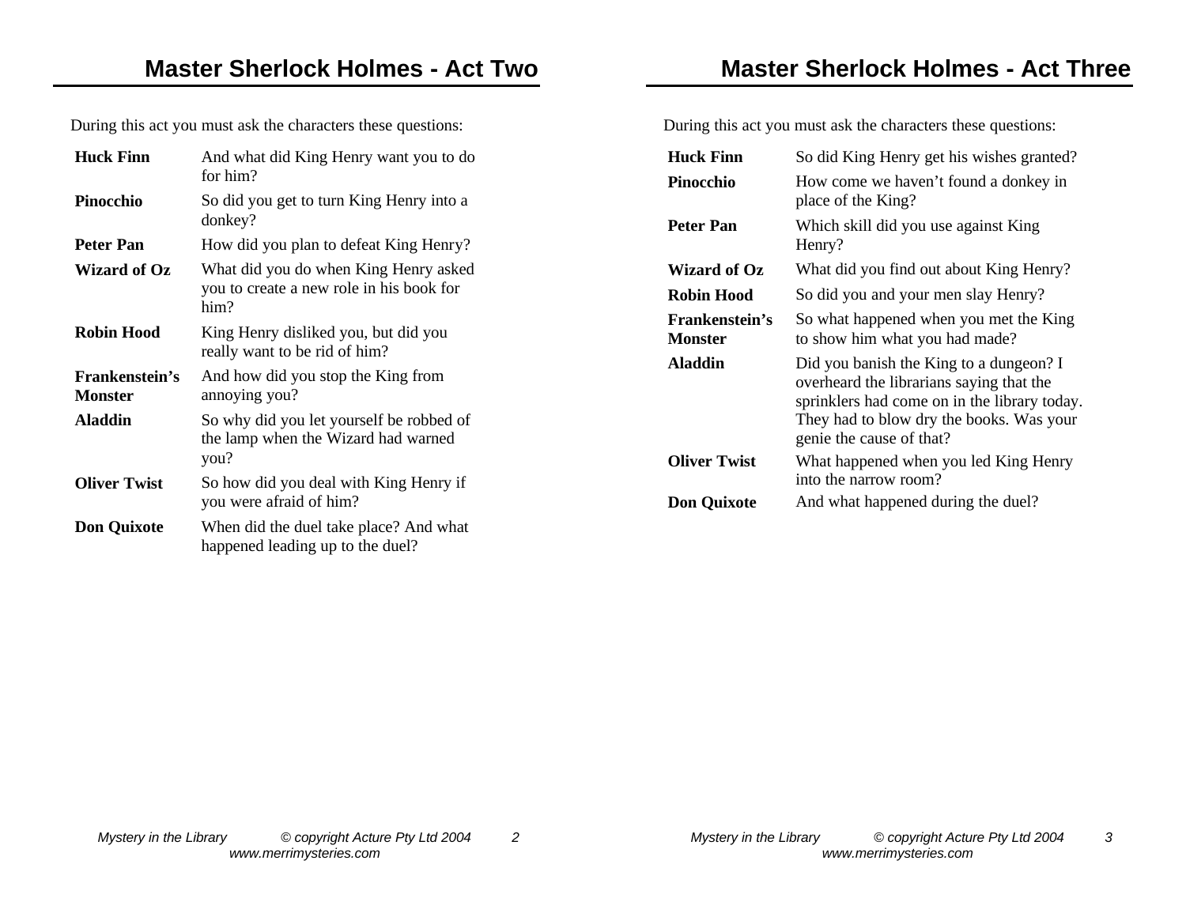## Master Sherlock Holmes - Act Two

During this act you must ask the characters these questions:

| | |
|---|---|
| **Huck Finn** | And what did King Henry want you to do for him? |
| **Pinocchio** | So did you get to turn King Henry into a donkey? |
| **Peter Pan** | How did you plan to defeat King Henry? |
| **Wizard of Oz** | What did you do when King Henry asked you to create a new role in his book for him? |
| **Robin Hood** | King Henry disliked you, but did you really want to be rid of him? |
| **Frankenstein's Monster** | And how did you stop the King from annoying you? |
| **Aladdin** | So why did you let yourself be robbed of the lamp when the Wizard had warned you? |
| **Oliver Twist** | So how did you deal with King Henry if you were afraid of him? |
| **Don Quixote** | When did the duel take place? And what happened leading up to the duel? |

## Master Sherlock Holmes - Act Three

During this act you must ask the characters these questions:

| | |
|---|---|
| **Huck Finn** | So did King Henry get his wishes granted? |
| **Pinocchio** | How come we haven't found a donkey in place of the King? |
| **Peter Pan** | Which skill did you use against King Henry? |
| **Wizard of Oz** | What did you find out about King Henry? |
| **Robin Hood** | So did you and your men slay Henry? |
| **Frankenstein's Monster** | So what happened when you met the King to show him what you had made? |
| **Aladdin** | Did you banish the King to a dungeon? I overheard the librarians saying that the sprinklers had come on in the library today. They had to blow dry the books. Was your genie the cause of that? |
| **Oliver Twist** | What happened when you led King Henry into the narrow room? |
| **Don Quixote** | And what happened during the duel? |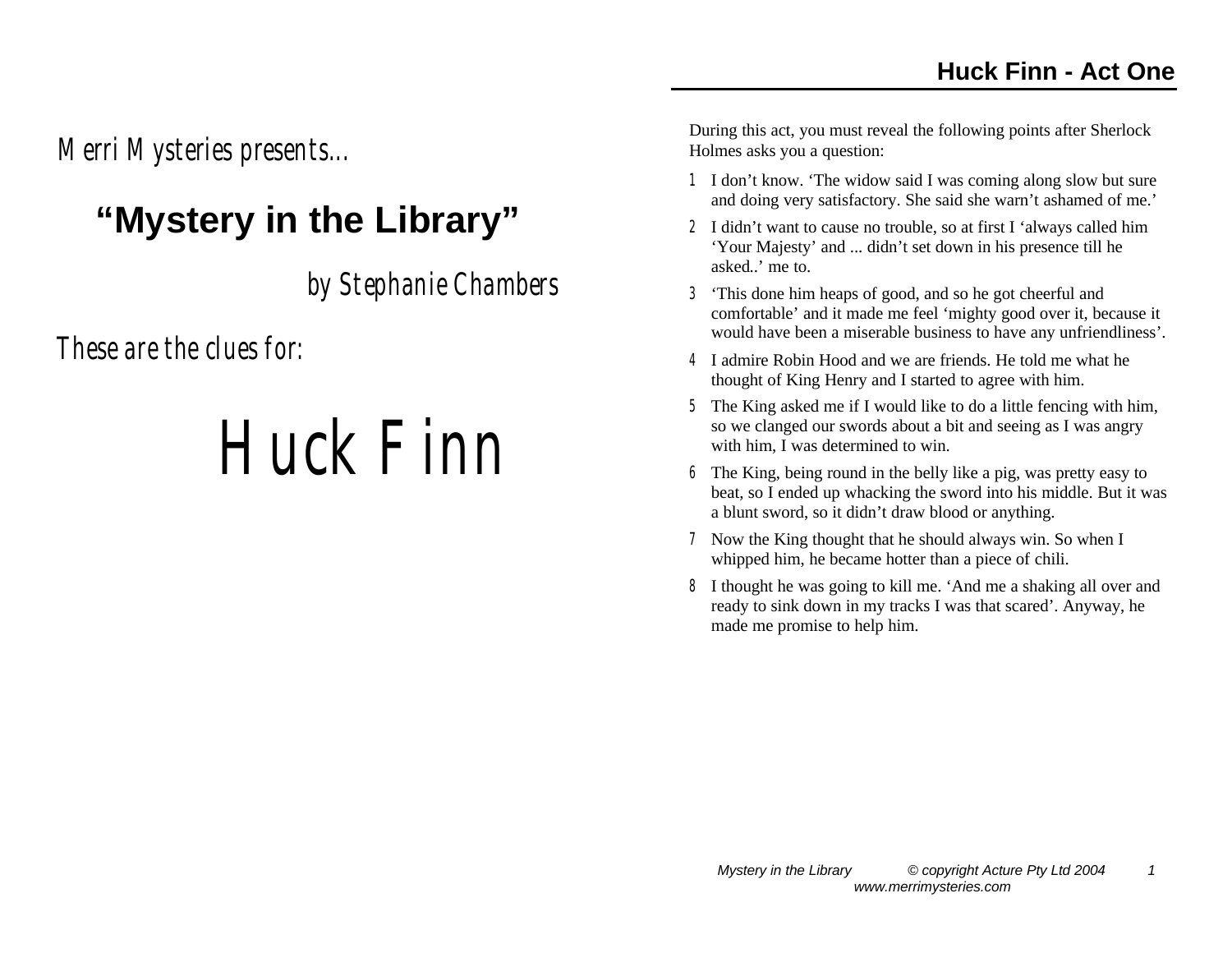*Merri Mysteries presents...*

# "Mystery in the Library"

*by Stephanie Chambers*

*These are the clues for:*

# Huck Finn

## Huck Finn - Act One

During this act, you must reveal the following points after Sherlock Holmes asks you a question:

1. I don't know. 'The widow said I was coming along slow but sure and doing very satisfactory. She said she warn't ashamed of me.'
2. I didn't want to cause no trouble, so at first I 'always called him 'Your Majesty' and ... didn't set down in his presence till he asked..' me to.
3. 'This done him heaps of good, and so he got cheerful and comfortable' and it made me feel 'mighty good over it, because it would have been a miserable business to have any unfriendliness'.
4. I admire Robin Hood and we are friends. He told me what he thought of King Henry and I started to agree with him.
5. The King asked me if I would like to do a little fencing with him, so we clanged our swords about a bit and seeing as I was angry with him, I was determined to win.
6. The King, being round in the belly like a pig, was pretty easy to beat, so I ended up whacking the sword into his middle. But it was a blunt sword, so it didn't draw blood or anything.
7. Now the King thought that he should always win. So when I whipped him, he became hotter than a piece of chili.
8. I thought he was going to kill me. 'And me a shaking all over and ready to sink down in my tracks I was that scared'. Anyway, he made me promise to help him.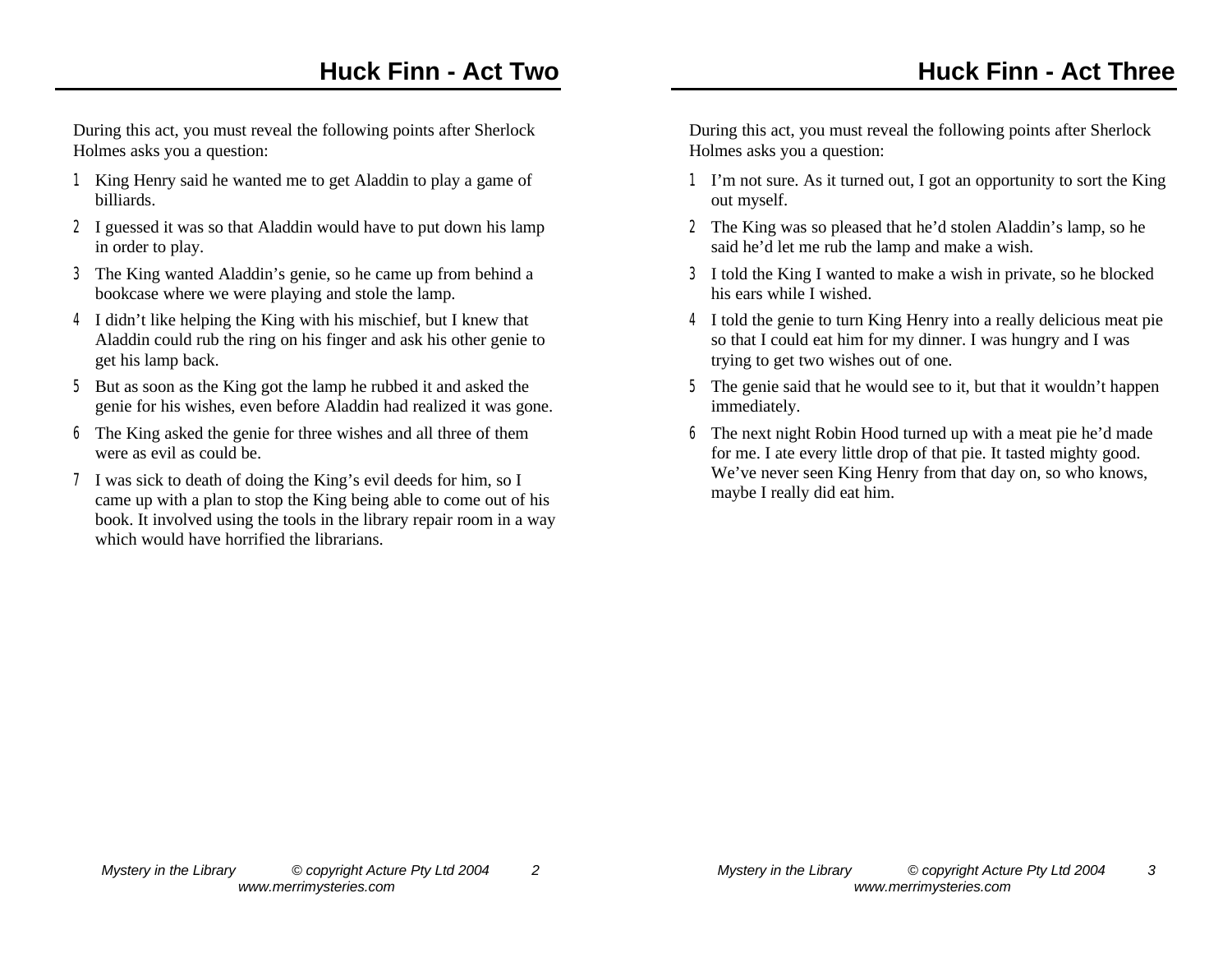## Huck Finn - Act Two

During this act, you must reveal the following points after Sherlock Holmes asks you a question:

1. King Henry said he wanted me to get Aladdin to play a game of billiards.
2. I guessed it was so that Aladdin would have to put down his lamp in order to play.
3. The King wanted Aladdin's genie, so he came up from behind a bookcase where we were playing and stole the lamp.
4. I didn't like helping the King with his mischief, but I knew that Aladdin could rub the ring on his finger and ask his other genie to get his lamp back.
5. But as soon as the King got the lamp he rubbed it and asked the genie for his wishes, even before Aladdin had realized it was gone.
6. The King asked the genie for three wishes and all three of them were as evil as could be.
7. I was sick to death of doing the King's evil deeds for him, so I came up with a plan to stop the King being able to come out of his book. It involved using the tools in the library repair room in a way which would have horrified the librarians.

## Huck Finn - Act Three

During this act, you must reveal the following points after Sherlock Holmes asks you a question:

1. I'm not sure. As it turned out, I got an opportunity to sort the King out myself.
2. The King was so pleased that he'd stolen Aladdin's lamp, so he said he'd let me rub the lamp and make a wish.
3. I told the King I wanted to make a wish in private, so he blocked his ears while I wished.
4. I told the genie to turn King Henry into a really delicious meat pie so that I could eat him for my dinner. I was hungry and I was trying to get two wishes out of one.
5. The genie said that he would see to it, but that it wouldn't happen immediately.
6. The next night Robin Hood turned up with a meat pie he'd made for me. I ate every little drop of that pie. It tasted mighty good. We've never seen King Henry from that day on, so who knows, maybe I really did eat him.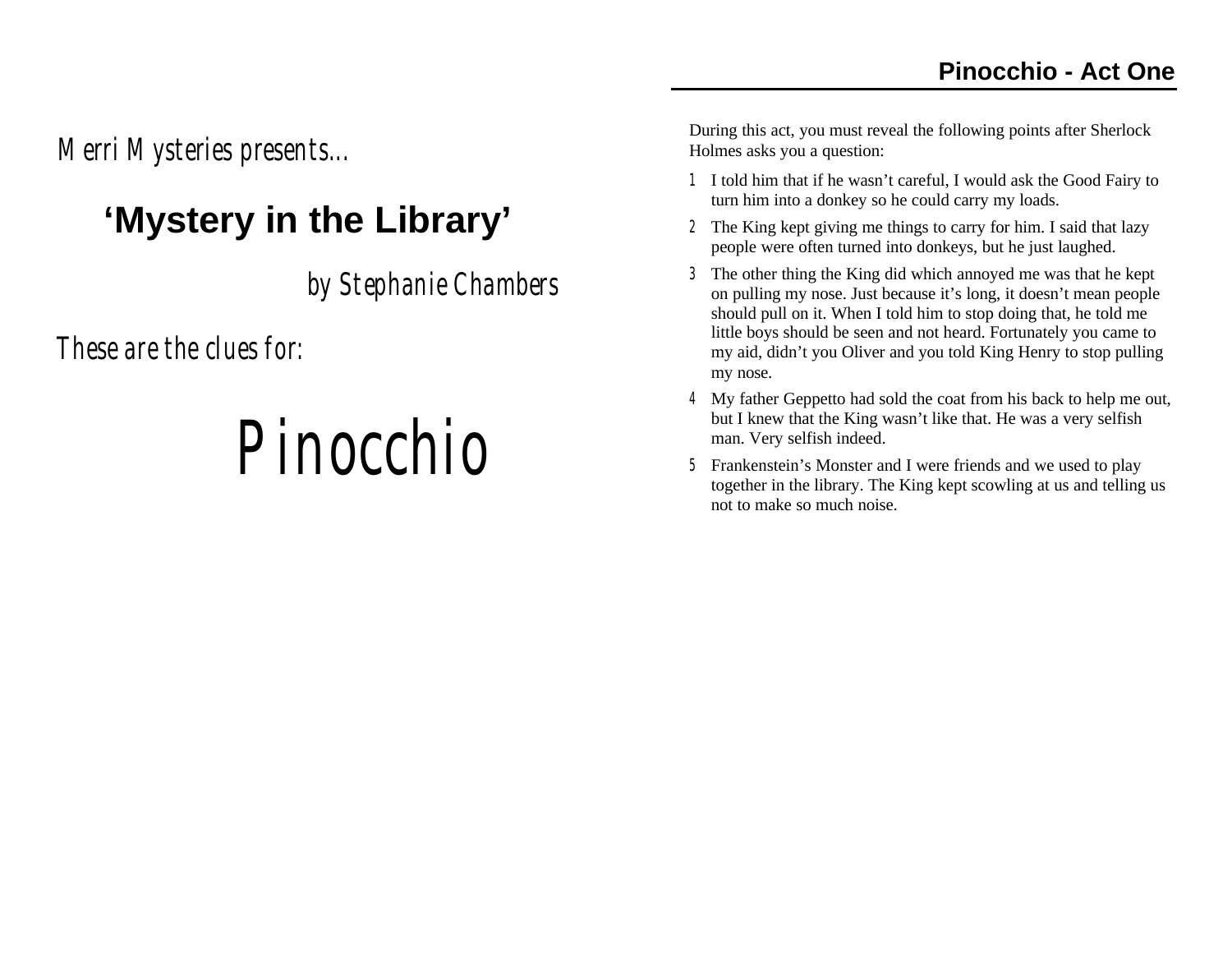Merri Mysteries presents…

# 'Mystery in the Library'

by Stephanie Chambers

These are the clues for:

# Pinocchio

## Pinocchio - Act One

During this act, you must reveal the following points after Sherlock Holmes asks you a question:

1. I told him that if he wasn't careful, I would ask the Good Fairy to turn him into a donkey so he could carry my loads.
2. The King kept giving me things to carry for him. I said that lazy people were often turned into donkeys, but he just laughed.
3. The other thing the King did which annoyed me was that he kept on pulling my nose. Just because it's long, it doesn't mean people should pull on it. When I told him to stop doing that, he told me little boys should be seen and not heard. Fortunately you came to my aid, didn't you Oliver and you told King Henry to stop pulling my nose.
4. My father Geppetto had sold the coat from his back to help me out, but I knew that the King wasn't like that. He was a very selfish man. Very selfish indeed.
5. Frankenstein's Monster and I were friends and we used to play together in the library. The King kept scowling at us and telling us not to make so much noise.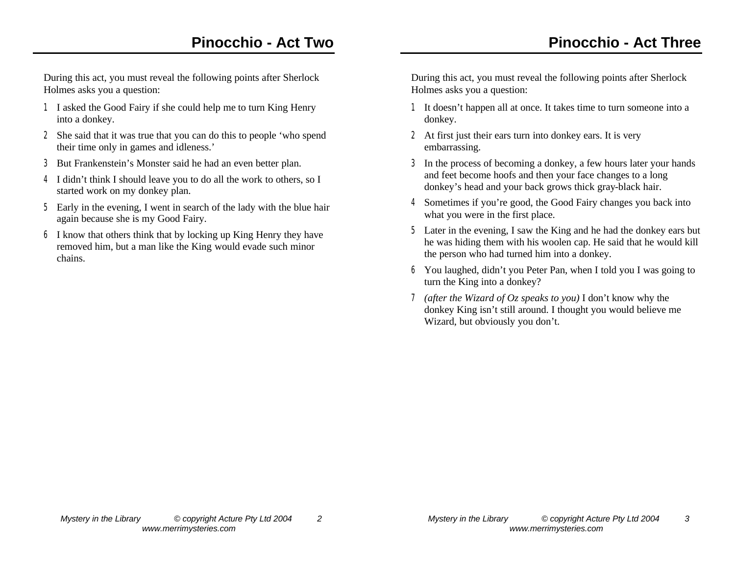# Pinocchio - Act Two

During this act, you must reveal the following points after Sherlock Holmes asks you a question:

1. I asked the Good Fairy if she could help me to turn King Henry into a donkey.
2. She said that it was true that you can do this to people 'who spend their time only in games and idleness.'
3. But Frankenstein's Monster said he had an even better plan.
4. I didn't think I should leave you to do all the work to others, so I started work on my donkey plan.
5. Early in the evening, I went in search of the lady with the blue hair again because she is my Good Fairy.
6. I know that others think that by locking up King Henry they have removed him, but a man like the King would evade such minor chains.

# Pinocchio - Act Three

During this act, you must reveal the following points after Sherlock Holmes asks you a question:

1. It doesn't happen all at once. It takes time to turn someone into a donkey.
2. At first just their ears turn into donkey ears. It is very embarrassing.
3. In the process of becoming a donkey, a few hours later your hands and feet become hoofs and then your face changes to a long donkey's head and your back grows thick gray-black hair.
4. Sometimes if you're good, the Good Fairy changes you back into what you were in the first place.
5. Later in the evening, I saw the King and he had the donkey ears but he was hiding them with his woolen cap. He said that he would kill the person who had turned him into a donkey.
6. You laughed, didn't you Peter Pan, when I told you I was going to turn the King into a donkey?
7. *(after the Wizard of Oz speaks to you)* I don't know why the donkey King isn't still around. I thought you would believe me Wizard, but obviously you don't.